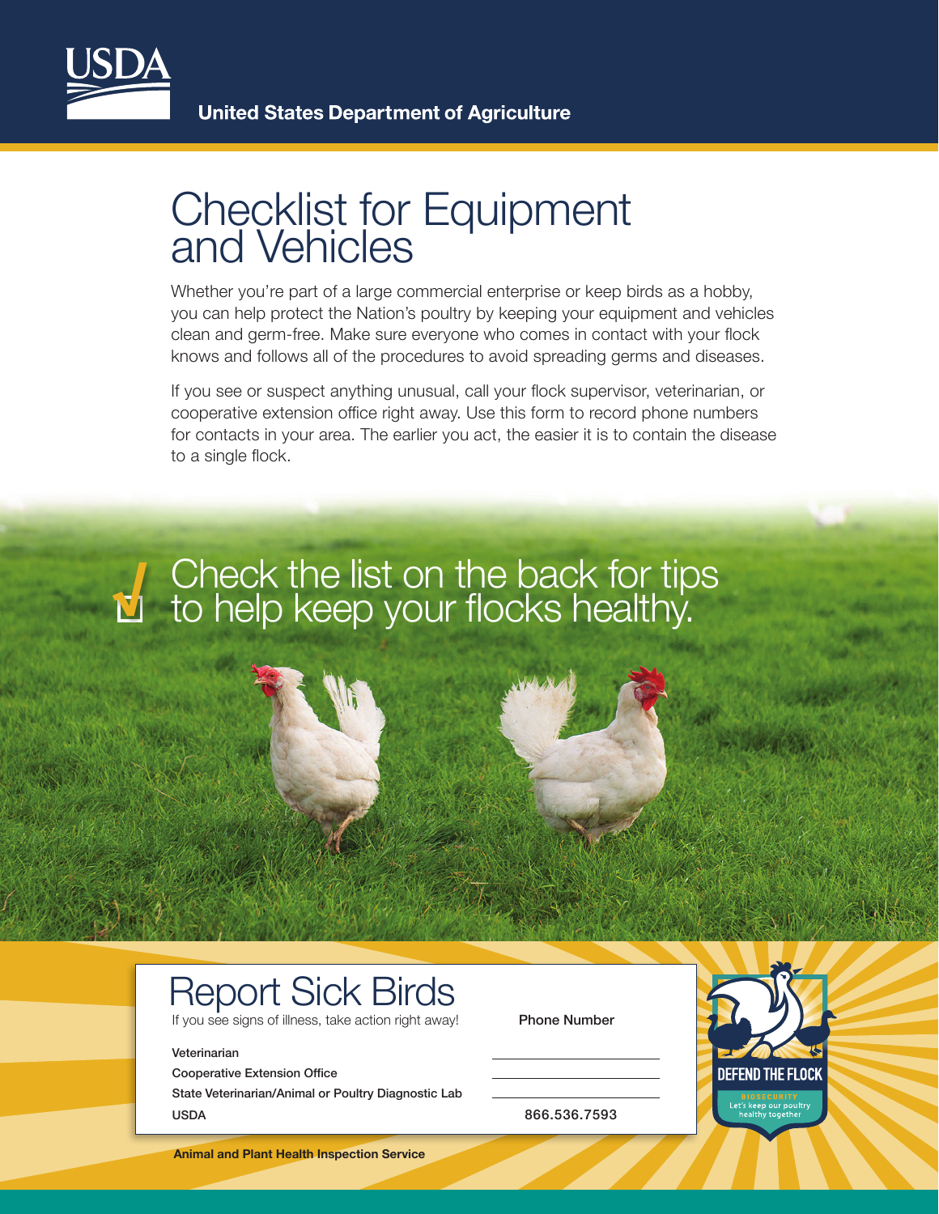USDA

United States Department of Agriculture

# Checklist for Equipment and Vehicles

Whether you're part of a large commercial enterprise or keep birds as a hobby, you can help protect the Nation's poultry by keeping your equipment and vehicles clean and germ-free. Make sure everyone who comes in contact with your flock knows and follows all of the procedures to avoid spreading germs and diseases.

If you see or suspect anything unusual, call your flock supervisor, veterinarian, or cooperative extension office right away. Use this form to record phone numbers for contacts in your area. The earlier you act, the easier it is to contain the disease to a single flock.

## Check the list on the back for tips to help keep your flocks healthy.

## Report Sick Birds

If you see signs of illness, take action right away!

| | Phone Number |
|---|---|
| Veterinarian | |
| Cooperative Extension Office | |
| State Veterinarian/Animal or Poultry Diagnostic Lab | |
| USDA | 866.536.7593 |

DEFEND THE FLOCK

BIOSECURITY

Let's keep our poultry healthy together

**Animal and Plant Health Inspection Service**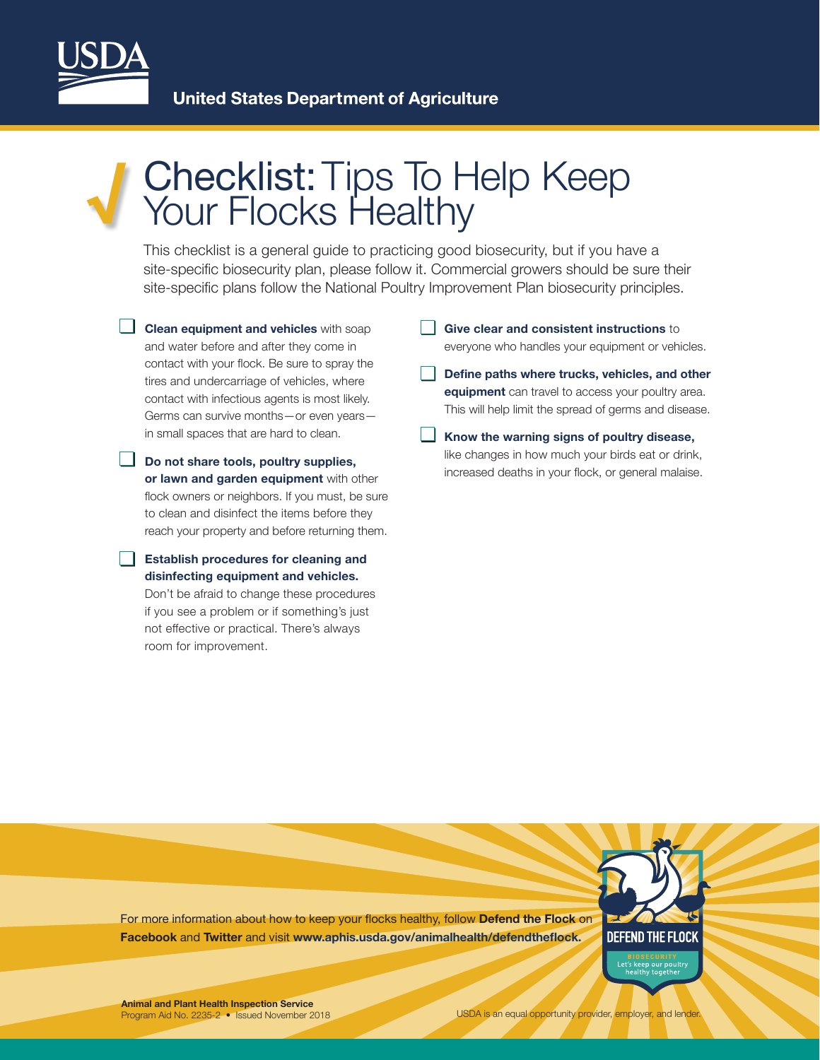United States Department of Agriculture

# Checklist: Tips To Help Keep Your Flocks Healthy

This checklist is a general guide to practicing good biosecurity, but if you have a site-specific biosecurity plan, please follow it. Commercial growers should be sure their site-specific plans follow the National Poultry Improvement Plan biosecurity principles.

- [ ] **Clean equipment and vehicles** with soap and water before and after they come in contact with your flock. Be sure to spray the tires and undercarriage of vehicles, where contact with infectious agents is most likely. Germs can survive months—or even years—in small spaces that are hard to clean.
- [ ] **Do not share tools, poultry supplies, or lawn and garden equipment** with other flock owners or neighbors. If you must, be sure to clean and disinfect the items before they reach your property and before returning them.
- [ ] **Establish procedures for cleaning and disinfecting equipment and vehicles.** Don't be afraid to change these procedures if you see a problem or if something's just not effective or practical. There's always room for improvement.
- [ ] **Give clear and consistent instructions** to everyone who handles your equipment or vehicles.
- [ ] **Define paths where trucks, vehicles, and other equipment** can travel to access your poultry area. This will help limit the spread of germs and disease.
- [ ] **Know the warning signs of poultry disease,** like changes in how much your birds eat or drink, increased deaths in your flock, or general malaise.

For more information about how to keep your flocks healthy, follow **Defend the Flock** on **Facebook** and **Twitter** and visit **www.aphis.usda.gov/animalhealth/defendtheflock.**

DEFEND THE FLOCK
BIOSECURITY
Let's keep our poultry healthy together

**Animal and Plant Health Inspection Service**
Program Aid No. 2235-2 • Issued November 2018

USDA is an equal opportunity provider, employer, and lender.